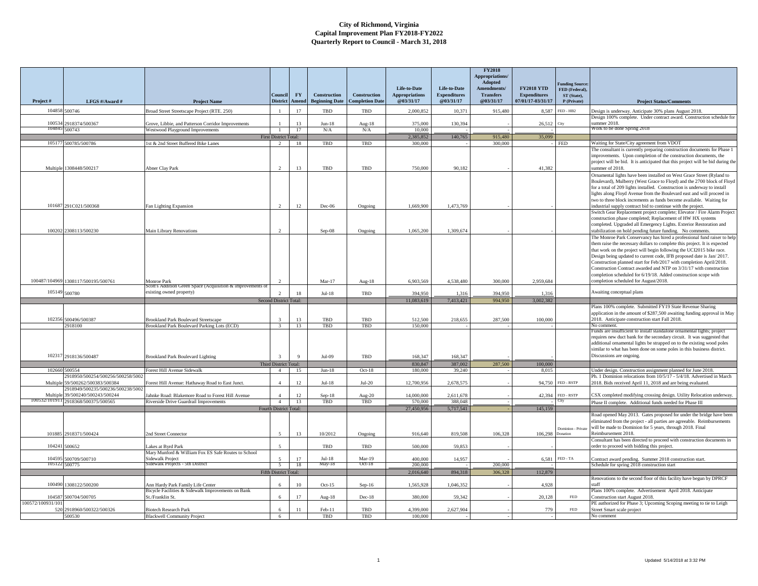# City of Richmond, Virginia
## Capital Improvement Plan FY2018-FY2022
## Quarterly Report to Council - March 31, 2018

| Project # | LFGS #/Award # | Project Name | Council District | FY Amend | Construction Beginning Date | Construction Completion Date | Life-to-Date Appropriations @03/31/17 | Life-to-Date Expenditures @03/31/17 | FY2018 Appropriations/ Adopted Amendments/ Transfers @03/31/17 | FY2018 YTD Expenditures 07/01/17-03/31/17 | Funding Source: FED (Federal), ST (State), P (Private) | Project Status/Comments |
|---|---|---|---|---|---|---|---|---|---|---|---|---|
| 104858 | 500746 | Broad Street Streetscape Project (RTE. 250) | 1 | 17 | TBD | TBD | 2,000,852 | 10,371 | 915,480 | 8,587 | FED - HB2 | Design is underway. Anticipate 30% plans August 2018. |
| 100534 | 2918374/500367 | Grove, Libbie, and Patterson Corridor Improvements | 1 | 13 | Jun-18 | Aug-18 | 375,000 | 130,394 | - | 26,512 | City | Design 100% complete. Under contract award. Construction schedule for summer 2018. |
| 104845 | 500743 | Westwood Playground Improvements | 1 | 17 | N/A | N/A | 10,000 | - | - | - | | Work to be done Spring 2018 |
| | | First District Total: | | | | | 2,385,852 | 140,765 | 915,480 | 35,099 | | |
| 105177 | 500785/500786 | 1st & 2nd Street Buffered Bike Lanes | 2 | 18 | TBD | TBD | 300,000 | - | 300,000 | - | FED | Waiting for State/City agreement from VDOT |
| Multiple | 1308448/500217 | Abner Clay Park | 2 | 13 | TBD | TBD | 750,000 | 90,182 | - | 41,382 | | The consultant is currently preparing construction documents for Phase 1 improvements. Upon completion of the construction documents, the project will be bid. It is anticipated that this project will be bid during the summer of 2018. |
| 101687 | 291C021/500368 | Fan Lighting Expansion | 2 | 12 | Dec-06 | Ongoing | 1,669,900 | 1,473,769 | - | - | | Ornamental lights have been installed on West Grace Street (Ryland to Boulevard), Mulberry (West Grace to Floyd) and the 2700 block of Floyd for a total of 209 lights installed. Construction is underway to install lights along Floyd Avenue from the Boulevard east and will proceed in two to three block increments as funds become available. Waiting for industrial supply contract bid to continue with the project. |
| 100202 | 2308113/500230 | Main Library Renovations | 2 | | Sep-08 | Ongoing | 1,065,200 | 1,309,674 | - | - | | Switch Gear Replacement project complete; Elevator / Fire Alarm Project construction phase completed; Replacement of HW HX systems completed. Upgraded all Emergency Lights. Exterior Restoration and stabilization on hold pending future funding. No comments. |
| 100487/104969 | 1308117/500195/500761 | Monroe Park | 2 | | Mar-17 | Aug-18 | 6,903,569 | 4,538,480 | 300,000 | 2,959,684 | | The Monroe Park Conservancy has hired a professional fund raiser to help them raise the necessary dollars to complete this project. It is expected that work on the project will begin following the UCI2015 bike race. Design being updated to current code, IFB proposed date is Jan/ 2017. Construction planned start for Feb/2017 with completion April/2018. Construction Contract awarded and NTP on 3/31/17 with construction completion scheduled for 6/19/18. Added construction scope with completion scheduled for August/2018. |
| 105149 | 500780 | Scott's Addition Green Space (Acquisition & improvements of existing owned property) | 2 | 18 | Jul-18 | TBD | 394,950 | 1,316 | 394,950 | 1,316 | | Awaiting conceptual plans |
| | | Second District Total: | | | | | 11,083,619 | 7,413,421 | 994,950 | 3,002,382 | | |
| 102356 | 500496/500387 | Brookland Park Boulevard Streetscape | 3 | 13 | TBD | TBD | 512,500 | 218,655 | 287,500 | 100,000 | | Plans 100% complete. Submitted FY19 State Revenue Sharing application in the amount of $287,500 awaiting funding approval in May 2018. Anticipate construction start Fall 2018. |
| | 2918100 | Brookland Park Boulevard Parking Lots (ECD) | 3 | 13 | TBD | TBD | 150,000 | - | - | - | | No comment. |
| 102317 | 2918136/500487 | Brookland Park Boulevard Lighting | 3 | 9 | Jul-09 | TBD | 168,347 | 168,347 | - | - | | Funds are insufficient to install standalone ornamental lights; project requires new duct bank for the secondary circuit. It was suggested that additional ornamental lights be strapped on to the existing wood poles similar to what has been done on some poles in this business district. Discussions are ongoing. |
| | | Third District Total: | | | | | 830,847 | 387,002 | 287,500 | 100,000 | | |
| 102660 | 500554 | Forest Hill Avenue Sidewalk | 4 | 15 | Jun-18 | Oct-18 | 180,000 | 39,240 | - | 8,015 | | Under design. Construction assignment planned for June 2018. |
| Multiple | 2918950/500254/500256/500258/500259/500262/500383/500384 | Forest Hill Avenue: Hathaway Road to East Junct. | 4 | 12 | Jul-18 | Jul-20 | 12,700,956 | 2,678,575 | - | 94,750 | FED - RSTP | Ph. 1 Dominion relocations from 10/5/17 - 5/4/18. Advertised in March 2018. Bids received April 11, 2018 and are being evaluated. |
| Multiple | 2918949/500235/500236/500238/500239/500240/500243/500244 | Jahnke Road: Blakemore Road to Forest Hill Avenue | 4 | 12 | Sep-18 | Aug-20 | 14,000,000 | 2,611,678 | - | 42,394 | FED - RSTP | CSX completed modifying crossing design. Utility Relocation underway. |
| 100532/101911 | 2918368/500375/500565 | Riverside Drive Guardrail Improvements | 4 | 13 | TBD | TBD | 570,000 | 388,048 | - | - | City | Phase II complete. Additional funds needed for Phase III |
| | | Fourth District Total: | | | | | 27,450,956 | 5,717,541 | - | 145,159 | | |
| 101885 | 2918371/500424 | 2nd Street Connector | 5 | 13 | 10/2012 | Ongoing | 916,640 | 819,508 | 106,328 | 106,298 | Dominion - Private Donation | Road opened May 2013. Gates proposed for under the bridge have been eliminated from the project - all parties are agreeable. Reimbursements will be made to Dominion for 5 years, through 2018. Final Reimbursement 2018. |
| 104241 | 500652 | Lakes at Byrd Park | 5 | | TBD | TBD | 500,000 | 59,853 | - | - | | Consultant has been directed to proceed with construction documents in order to proceed with bidding this project. |
| 104595 | 500709/500710 | Mary Munford & William Fox ES Safe Routes to School Sidewalk Project | 5 | 17 | Jul-18 | Mar-19 | 400,000 | 14,957 | - | 6,581 | FED - TA | Contract award pending. Summer 2018 construction start. |
| 105122 | 500775 | Sidewalk Projects - 5th District | 5 | 18 | May-18 | Oct-18 | 200,000 | - | 200,000 | - | | Schedule for spring 2018 construction start |
| | | Fifth District Total: | | | | | 2,016,640 | 894,318 | 306,328 | 112,879 | | |
| 100490 | 1308122/500200 | Ann Hardy Park Family Life Center | 6 | 10 | Oct-15 | Sep-16 | 1,565,928 | 1,046,352 | - | 4,928 | | Renovations to the second floor of this facility have begun by DPRCF staff |
| 104587 | 500704/500705 | Bicycle Facilities & Sidewalk Improvements on Bank St./Franklin St. | 6 | 17 | Aug-18 | Dec-18 | 380,000 | 59,342 | - | 20,128 | FED | Plans 100% complete. Advertisement April 2018. Anticipate Construction start August 2018. |
| 100572/100931/101520 | 2918960/500322/500326 | Biotech Research Park | 6 | 11 | Feb-11 | TBD | 4,399,000 | 2,627,904 | - | 779 | FED | PE authorized for Phase 3; Upcoming Scoping meeting to tie to Leigh Street Smart scale project |
| | 500530 | Blackwell Community Project | 6 | | TBD | TBD | 100,000 | - | - | - | | No comment |

Updated 5/14/2018 at 3:32 PM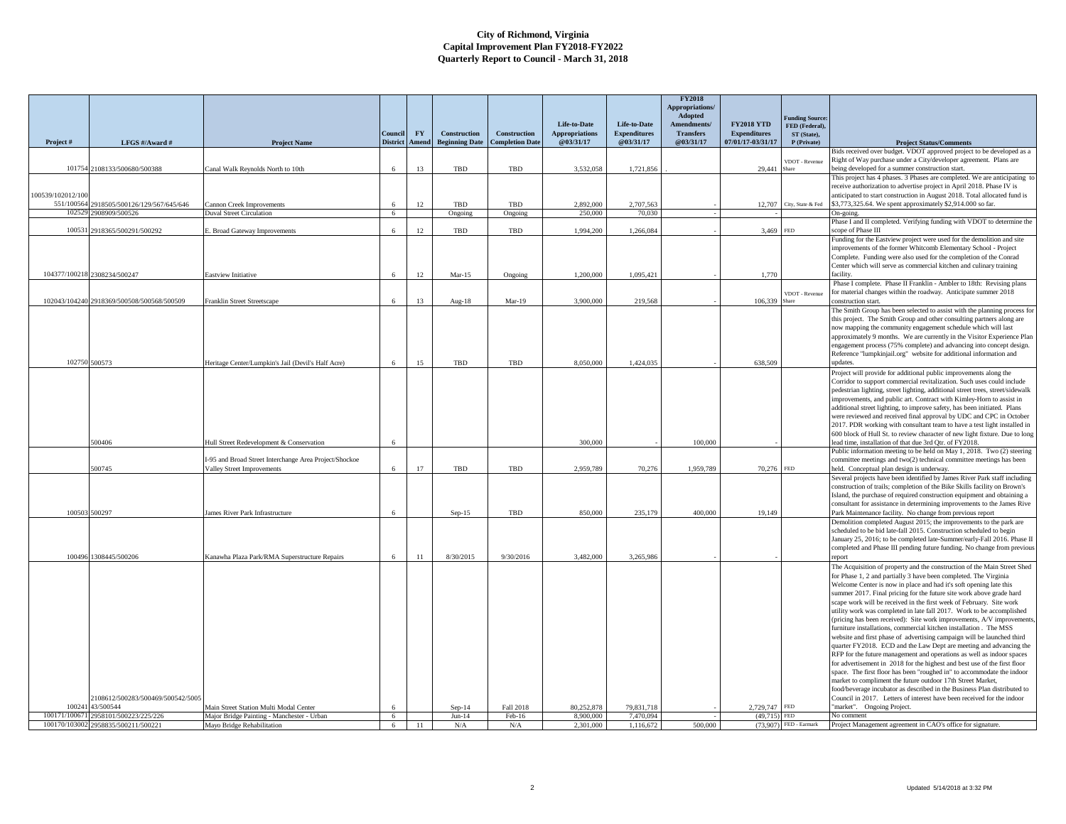# City of Richmond, Virginia
# Capital Improvement Plan FY2018-FY2022
# Quarterly Report to Council - March 31, 2018

| Project # | LFGS #/Award # | Project Name | Council District | FY Amend | Construction Beginning Date | Construction Completion Date | Life-to-Date Appropriations @03/31/17 | Life-to-Date Expenditures @03/31/17 | FY2018 Appropriations/ Adopted Amendments/ Transfers @03/31/17 | FY2018 YTD Expenditures 07/01/17-03/31/17 | Funding Source: FED (Federal), ST (State), P (Private) | Project Status/Comments |
|---|---|---|---|---|---|---|---|---|---|---|---|---|
| 101754 | 2108133/500680/500388 | Canal Walk Reynolds North to 10th | 6 | 13 | TBD | TBD | 3,532,058 | 1,721,856 | . | 29,441 | VDOT - Revenue Share | Bids received over budget. VDOT approved project to be developed as a Right of Way purchase under a City/developer agreement. Plans are being developed for a summer construction start. |
| 100539/102012/100551/100564 | 2918505/500126/129/567/645/646 | Cannon Creek Improvements | 6 | 12 | TBD | TBD | 2,892,000 | 2,707,563 | - | 12,707 | City, State & Fed | This project has 4 phases. 3 Phases are completed. We are anticipating to receive authorization to advertise project in April 2018. Phase IV is anticipated to start construction in August 2018. Total allocated fund is $3,773,325.64. We spent approximately $2,914.000 so far. |
| 102529 | 2908909/500526 | Duval Street Circulation | 6 | | Ongoing | Ongoing | 250,000 | 70,030 | - | - | | On-going. |
| 100531 | 2918365/500291/500292 | E. Broad Gateway Improvements | 6 | 12 | TBD | TBD | 1,994,200 | 1,266,084 | - | 3,469 | FED | Phase I and II completed. Verifying funding with VDOT to determine the scope of Phase III |
| 104377/100218 | 2308234/500247 | Eastview Initiative | 6 | 12 | Mar-15 | Ongoing | 1,200,000 | 1,095,421 | - | 1,770 | | Funding for the Eastview project were used for the demolition and site improvements of the former Whitcomb Elementary School - Project Complete. Funding were also used for the completion of the Conrad Center which will serve as commercial kitchen and culinary training facility. |
| 102043/104240 | 2918369/500508/500568/500509 | Franklin Street Streetscape | 6 | 13 | Aug-18 | Mar-19 | 3,900,000 | 219,568 | - | 106,339 | VDOT - Revenue Share | Phase I complete. Phase II Franklin - Ambler to 18th: Revising plans for material changes within the roadway. Anticipate summer 2018 construction start. |
| 102750 | 500573 | Heritage Center/Lumpkin's Jail (Devil's Half Acre) | 6 | 15 | TBD | TBD | 8,050,000 | 1,424,035 | - | 638,509 | | The Smith Group has been selected to assist with the planning process for this project. The Smith Group and other consulting partners along are now mapping the community engagement schedule which will last approximately 9 months. We are currently in the Visitor Experience Plan engagement process (75% complete) and advancing into concept design. Reference "lumpkinjail.org" website for additional information and updates. |
| | 500406 | Hull Street Redevelopment & Conservation | 6 | | | | 300,000 | - | 100,000 | - | | Project will provide for additional public improvements along the Corridor to support commercial revitalization. Such uses could include pedestrian lighting, street lighting, additional street trees, street/sidewalk improvements, and public art. Contract with Kimley-Horn to assist in additional street lighting, to improve safety, has been initiated. Plans were reviewed and received final approval by UDC and CPC in October 2017. PDR working with consultant team to have a test light installed in 600 block of Hull St. to review character of new light fixture. Due to long lead time, installation of that due 3rd Qtr. of FY2018. |
| | 500745 | I-95 and Broad Street Interchange Area Project/Shockoe Valley Street Improvements | 6 | 17 | TBD | TBD | 2,959,789 | 70,276 | 1,959,789 | 70,276 | FED | Public information meeting to be held on May 1, 2018. Two (2) steering committee meetings and two(2) technical committee meetings has been held. Conceptual plan design is underway. |
| 100503 | 500297 | James River Park Infrastructure | 6 | | Sep-15 | TBD | 850,000 | 235,179 | 400,000 | 19,149 | | Several projects have been identified by James River Park staff including construction of trails; completion of the Bike Skills facility on Brown's Island, the purchase of required construction equipment and obtaining a consultant for assistance in determining improvements to the James Rive Park Maintenance facility. No change from previous report |
| 100496 | 1308445/500206 | Kanawha Plaza Park/RMA Superstructure Repairs | 6 | 11 | 8/30/2015 | 9/30/2016 | 3,482,000 | 3,265,986 | - | - | | Demolition completed August 2015; the improvements to the park are scheduled to be bid late-fall 2015. Construction scheduled to begin January 25, 2016; to be completed late-Summer/early-Fall 2016. Phase II completed and Phase III pending future funding. No change from previous report |
| 100241 | 2108612/500283/500469/500542/5005 43/500544 | Main Street Station Multi Modal Center | 6 | | Sep-14 | Fall 2018 | 80,252,878 | 79,831,718 | - | 2,729,747 | FED | The Acquisition of property and the construction of the Main Street Shed for Phase 1, 2 and partially 3 have been completed. The Virginia Welcome Center is now in place and had it's soft opening late this summer 2017. Final pricing for the future site work above grade hard scape work will be received in the first week of February. Site work utility work was completed in late fall 2017. Work to be accomplished (pricing has been received): Site work improvements, A/V improvements, furniture installations, commercial kitchen installation . The MSS website and first phase of advertising campaign will be launched third quarter FY2018. ECD and the Law Dept are meeting and advancing the RFP for the future management and operations as well as indoor spaces for advertisement in 2018 for the highest and best use of the first floor space. The first floor has been "roughed in" to accommodate the indoor market to compliment the future outdoor 17th Street Market, food/beverage incubator as described in the Business Plan distributed to Council in 2017. Letters of interest have been received for the indoor "market". Ongoing Project. |
| 100171/100671 | 2958101/500223/225/226 | Major Bridge Painting - Manchester - Urban | 6 | | Jun-14 | Feb-16 | 8,900,000 | 7,470,094 | - | (49,715) | FED | No comment |
| 100170/103002 | 2958835/500211/500221 | Mayo Bridge Rehabilitation | 6 | 11 | N/A | N/A | 2,301,000 | 1,116,672 | 500,000 | (73,907) | FED - Earmark | Project Management agreement in CAO's office for signature. |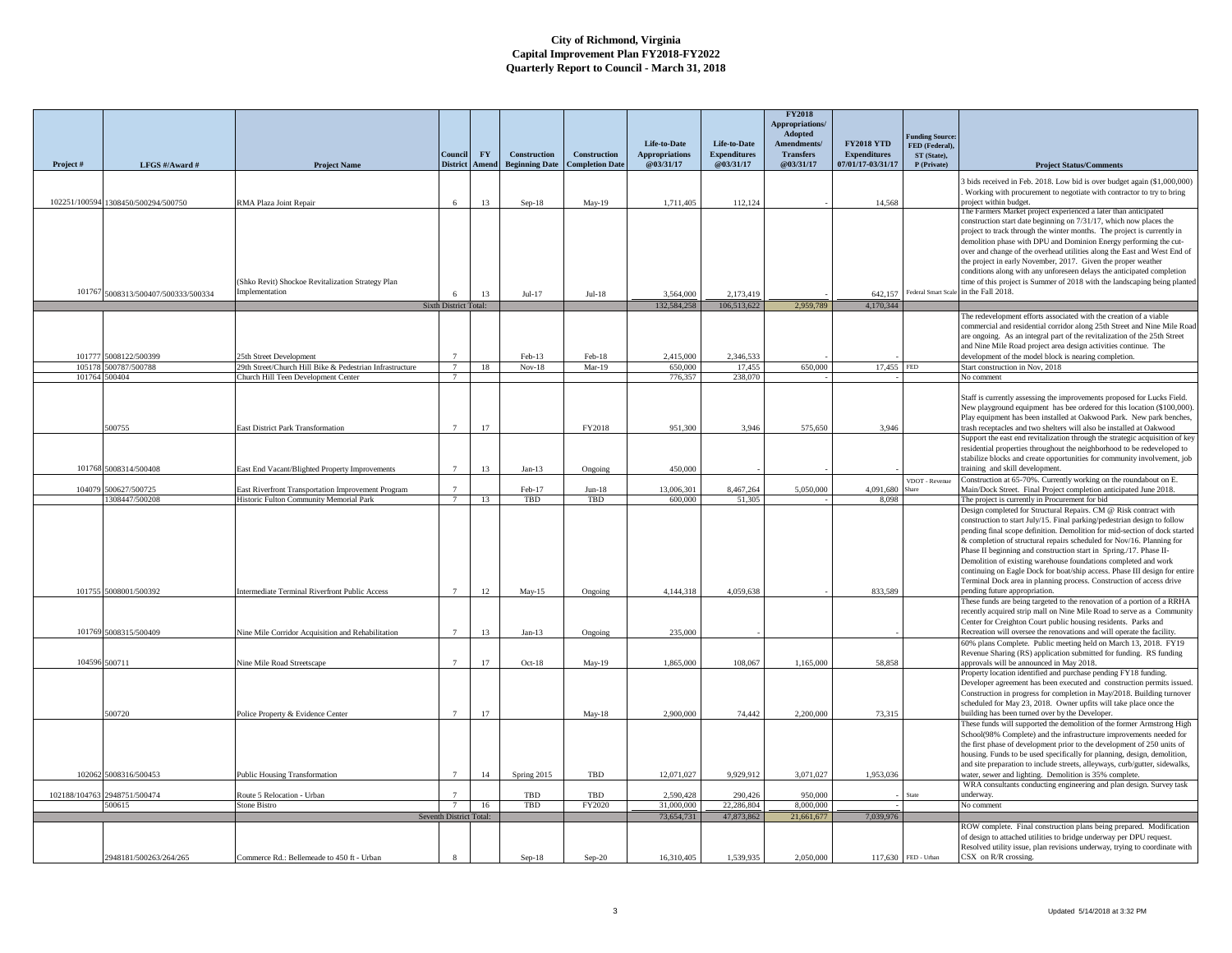# City of Richmond, Virginia
## Capital Improvement Plan FY2018-FY2022
## Quarterly Report to Council - March 31, 2018

| Project # | LFGS #/Award # | Project Name | Council District | FY Amend | Construction Beginning Date | Construction Completion Date | Life-to-Date Appropriations @03/31/17 | Life-to-Date Expenditures @03/31/17 | FY2018 Appropriations/ Adopted Amendments/ Transfers @03/31/17 | FY2018 YTD Expenditures 07/01/17-03/31/17 | Funding Source: FED (Federal), ST (State), P (Private) | Project Status/Comments |
|---|---|---|---|---|---|---|---|---|---|---|---|---|
| 102251/100594 | 1308450/500294/500750 | RMA Plaza Joint Repair | 6 | 13 | Sep-18 | May-19 | 1,711,405 | 112,124 | - | 14,568 | | 3 bids received in Feb. 2018. Low bid is over budget again ($1,000,000) . Working with procurement to negotiate with contractor to try to bring project within budget. |
| 101767 | 5008313/500407/500333/500334 | (Shko Revit) Shockoe Revitalization Strategy Plan Implementation | 6 | 13 | Jul-17 | Jul-18 | 3,564,000 | 2,173,419 | - | 642,157 | Federal Smart Scale | The Farmers Market project experienced a later than anticipated construction start date beginning on 7/31/17, which now places the project to track through the winter months. The project is currently in demolition phase with DPU and Dominion Energy performing the cut-over and change of the overhead utilities along the East and West End of the project in early November, 2017. Given the proper weather conditions along with any unforeseen delays the anticipated completion time of this project is Summer of 2018 with the landscaping being planted in the Fall 2018. |
| | | | Sixth District Total: | | | | 132,584,258 | 106,513,622 | 2,959,789 | 4,170,344 | | |
| 101777 | 5008122/500399 | 25th Street Development | 7 | | Feb-13 | Feb-18 | 2,415,000 | 2,346,533 | - | - | | The redevelopment efforts associated with the creation of a viable commercial and residential corridor along 25th Street and Nine Mile Road are ongoing. As an integral part of the revitalization of the 25th Street and Nine Mile Road project area design activities continue. The development of the model block is nearing completion. |
| 105178 | 500787/500788 | 29th Street/Church Hill Bike & Pedestrian Infrastructure | 7 | 18 | Nov-18 | Mar-19 | 650,000 | 17,455 | 650,000 | 17,455 | FED | Start construction in Nov, 2018 |
| 101764 | 500404 | Church Hill Teen Development Center | 7 | | | | 776,357 | 238,070 | - | - | | No comment |
| | 500755 | East District Park Transformation | 7 | 17 | | FY2018 | 951,300 | 3,946 | 575,650 | 3,946 | | Staff is currently assessing the improvements proposed for Lucks Field. New playground equipment has bee ordered for this location ($100,000). Play equipment has been installed at Oakwood Park. New park benches, trash receptacles and two shelters will also be installed at Oakwood |
| 101768 | 5008314/500408 | East End Vacant/Blighted Property Improvements | 7 | 13 | Jan-13 | Ongoing | 450,000 | - | - | - | | Support the east end revitalization through the strategic acquisition of key residential properties throughout the neighborhood to be redeveloped to stabilize blocks and create opportunities for community involvement, job training and skill development. |
| 104079 | 500627/500725 | East Riverfront Transportation Improvement Program | 7 | | Feb-17 | Jun-18 | 13,006,301 | 8,467,264 | 5,050,000 | 4,091,680 | VDOT - Revenue Share | Construction at 65-70%. Currently working on the roundabout on E. Main/Dock Street. Final Project completion anticipated June 2018. |
| | 1308447/500208 | Historic Fulton Community Memorial Park | 7 | 13 | TBD | TBD | 600,000 | 51,305 | - | 8,098 | | The project is currently in Procurement for bid |
| 101755 | 5008001/500392 | Intermediate Terminal Riverfront Public Access | 7 | 12 | May-15 | Ongoing | 4,144,318 | 4,059,638 | - | 833,589 | | Design completed for Structural Repairs. CM @ Risk contract with construction to start July/15. Final parking/pedestrian design to follow pending final scope definition. Demolition for mid-section of dock started & completion of structural repairs scheduled for Nov/16. Planning for Phase II beginning and construction start in Spring./17. Phase II-Demolition of existing warehouse foundations completed and work continuing on Eagle Dock for boat/ship access. Phase III design for entire Terminal Dock area in planning process. Construction of access drive pending future appropriation. |
| 101769 | 5008315/500409 | Nine Mile Corridor Acquisition and Rehabilitation | 7 | 13 | Jan-13 | Ongoing | 235,000 | - | - | - | | These funds are being targeted to the renovation of a portion of a RRHA recently acquired strip mall on Nine Mile Road to serve as a Community Center for Creighton Court public housing residents. Parks and Recreation will oversee the renovations and will operate the facility. |
| 104596 | 500711 | Nine Mile Road Streetscape | 7 | 17 | Oct-18 | May-19 | 1,865,000 | 108,067 | 1,165,000 | 58,858 | | 60% plans Complete. Public meeting held on March 13, 2018. FY19 Revenue Sharing (RS) application submitted for funding. RS funding approvals will be announced in May 2018. |
| | 500720 | Police Property & Evidence Center | 7 | 17 | | May-18 | 2,900,000 | 74,442 | 2,200,000 | 73,315 | | Property location identified and purchase pending FY18 funding. Developer agreement has been executed and construction permits issued. Construction in progress for completion in May/2018. Building turnover scheduled for May 23, 2018. Owner upfits will take place once the building has been turned over by the Developer. |
| 102062 | 5008316/500453 | Public Housing Transformation | 7 | 14 | Spring 2015 | TBD | 12,071,027 | 9,929,912 | 3,071,027 | 1,953,036 | | These funds will supported the demolition of the former Armstrong High School(98% Complete) and the infrastructure improvements needed for the first phase of development prior to the development of 250 units of housing. Funds to be used specifically for planning, design, demolition, and site preparation to include streets, alleyways, curb/gutter, sidewalks, water, sewer and lighting. Demolition is 35% complete. |
| 102188/104763 | 2948751/500474 | Route 5 Relocation - Urban | 7 | | TBD | TBD | 2,590,428 | 290,426 | 950,000 | - | State | WRA consultants conducting engineering and plan design. Survey task underway. |
| | 500615 | Stone Bistro | 7 | 16 | TBD | FY2020 | 31,000,000 | 22,286,804 | 8,000,000 | - | | No comment |
| | | | Seventh District Total: | | | | 73,654,731 | 47,873,862 | 21,661,677 | 7,039,976 | | |
| | 2948181/500263/264/265 | Commerce Rd.: Bellemeade to 450 ft - Urban | 8 | | Sep-18 | Sep-20 | 16,310,405 | 1,539,935 | 2,050,000 | 117,630 | FED - Urban | ROW complete. Final construction plans being prepared. Modification of design to attached utilities to bridge underway per DPU request. Resolved utility issue, plan revisions underway, trying to coordinate with CSX on R/R crossing. |

Updated 5/14/2018 at 3:32 PM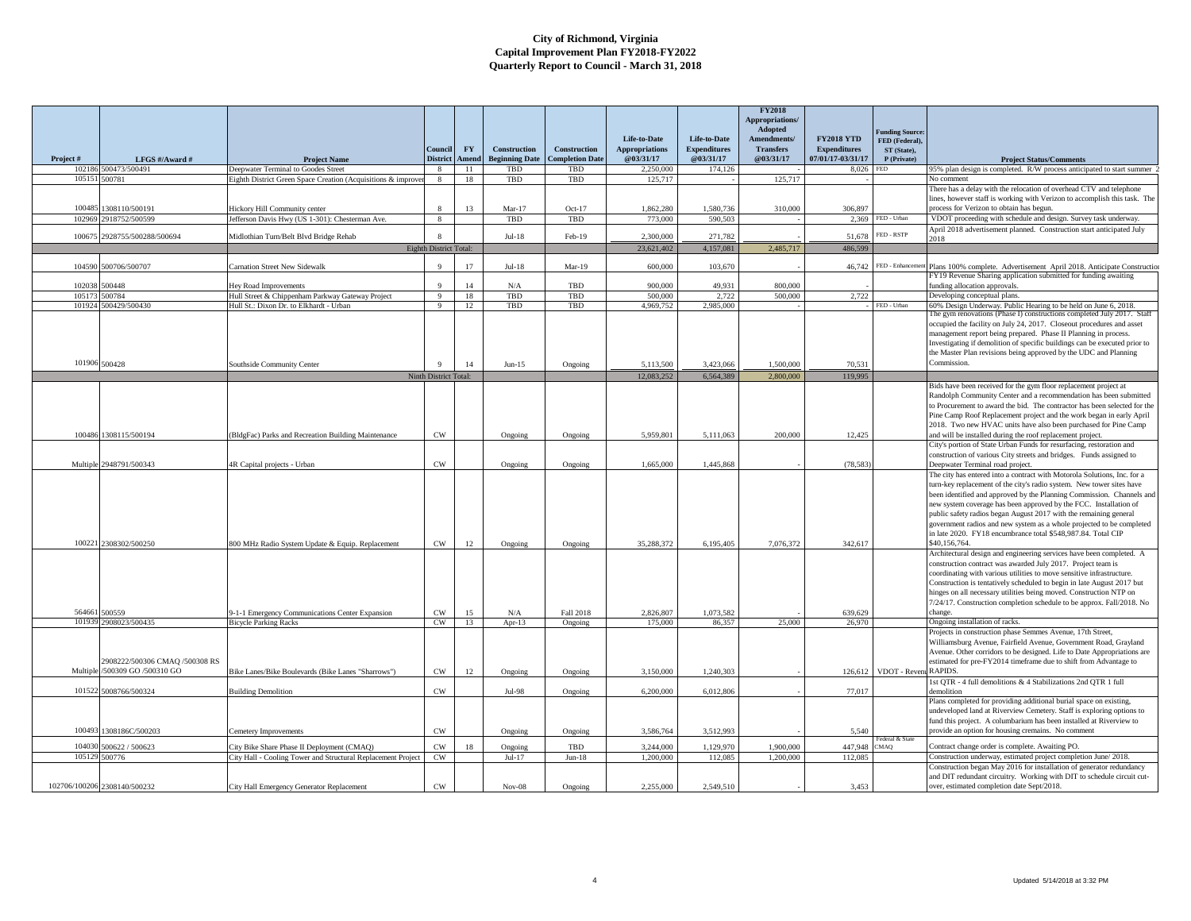# City of Richmond, Virginia
## Capital Improvement Plan FY2018-FY2022
## Quarterly Report to Council - March 31, 2018

| Project # | LFGS #/Award # | Project Name | Council District | FY Amend | Construction Beginning Date | Construction Completion Date | Life-to-Date Appropriations @03/31/17 | Life-to-Date Expenditures @03/31/17 | FY2018 Appropriations/ Adopted Amendments/ Transfers @03/31/17 | FY2018 YTD Expenditures 07/01/17-03/31/17 | Funding Source: FED (Federal), ST (State), P (Private) | Project Status/Comments |
|---|---|---|---|---|---|---|---|---|---|---|---|---|
| 102186 | 500473/500491 | Deepwater Terminal to Goodes Street | 8 | 11 | TBD | TBD | 2,250,000 | 174,126 | - | 8,026 | FED | 95% plan design is completed. R/W process anticipated to start summer 2 |
| 105151 | 500781 | Eighth District Green Space Creation (Acquisitions & improver | 8 | 18 | TBD | TBD | 125,717 | - | 125,717 | - | | No comment |
| 100485 | 1308110/500191 | Hickory Hill Community center | 8 | 13 | Mar-17 | Oct-17 | 1,862,280 | 1,580,736 | 310,000 | 306,897 | | There has a delay with the relocation of overhead CTV and telephone lines, however staff is working with Verizon to accomplish this task. The process for Verizon to obtain has begun. |
| 102969 | 2918752/500599 | Jefferson Davis Hwy (US 1-301): Chesterman Ave. | 8 | | TBD | TBD | 773,000 | 590,503 | - | 2,369 | FED - Urban | VDOT proceeding with schedule and design. Survey task underway. |
| 100675 | 2928755/500288/500694 | Midlothian Turn/Belt Blvd Bridge Rehab | 8 | | Jul-18 | Feb-19 | 2,300,000 | 271,782 | - | 51,678 | FED - RSTP | April 2018 advertisement planned. Construction start anticipated July 2018 |
| | | | Eighth District Total: | | | | 23,621,402 | 4,157,081 | 2,485,717 | 486,599 | | |
| 104590 | 500706/500707 | Carnation Street New Sidewalk | 9 | 17 | Jul-18 | Mar-19 | 600,000 | 103,670 | - | 46,742 | FED - Enhancement | Plans 100% complete. Advertisement April 2018. Anticipate Constructio |
| 102038 | 500448 | Hey Road Improvements | 9 | 14 | N/A | TBD | 900,000 | 49,931 | 800,000 | - | | FY19 Revenue Sharing application submitted for funding awaiting funding allocation approvals. |
| 105173 | 500784 | Hull Street & Chippenham Parkway Gateway Project | 9 | 18 | TBD | TBD | 500,000 | 2,722 | 500,000 | 2,722 | | Developing conceptual plans. |
| 101924 | 500429/500430 | Hull St.: Dixon Dr. to Elkhardt - Urban | 9 | 12 | TBD | TBD | 4,969,752 | 2,985,000 | - | - | FED - Urban | 60% Design Underway. Public Hearing to be held on June 6, 2018. |
| 101906 | 500428 | Southside Community Center | 9 | 14 | Jun-15 | Ongoing | 5,113,500 | 3,423,066 | 1,500,000 | 70,531 | | The gym renovations (Phase I) constructions completed July 2017. Staff occupied the facility on July 24, 2017. Closeout procedures and asset management report being prepared. Phase II Planning in process. Investigating if demolition of specific buildings can be executed prior to the Master Plan revisions being approved by the UDC and Planning Commission. |
| | | | Ninth District Total: | | | | 12,083,252 | 6,564,389 | 2,800,000 | 119,995 | | |
| 100486 | 1308115/500194 | (BldgFac) Parks and Recreation Building Maintenance | CW | | Ongoing | Ongoing | 5,959,801 | 5,111,063 | 200,000 | 12,425 | | Bids have been received for the gym floor replacement project at Randolph Community Center and a recommendation has been submitted to Procurement to award the bid. The contractor has been selected for the Pine Camp Roof Replacement project and the work began in early April 2018. Two new HVAC units have also been purchased for Pine Camp and will be installed during the roof replacement project. |
| Multiple | 2948791/500343 | 4R Capital projects - Urban | CW | | Ongoing | Ongoing | 1,665,000 | 1,445,868 | - | (78,583) | | City's portion of State Urban Funds for resurfacing, restoration and construction of various City streets and bridges. Funds assigned to Deepwater Terminal road project. |
| 100221 | 2308302/500250 | 800 MHz Radio System Update & Equip. Replacement | CW | 12 | Ongoing | Ongoing | 35,288,372 | 6,195,405 | 7,076,372 | 342,617 | | The city has entered into a contract with Motorola Solutions, Inc. for a turn-key replacement of the city's radio system. New tower sites have been identified and approved by the Planning Commission. Channels and new system coverage has been approved by the FCC. Installation of public safety radios began August 2017 with the remaining general government radios and new system as a whole projected to be completed in late 2020. FY18 encumbrance total $548,987.84. Total CIP $40,156,764. |
| 564661 | 500559 | 9-1-1 Emergency Communications Center Expansion | CW | 15 | N/A | Fall 2018 | 2,826,807 | 1,073,582 | - | 639,629 | | Architectural design and engineering services have been completed. A construction contract was awarded July 2017. Project team is coordinating with various utilities to move sensitive infrastructure. Construction is tentatively scheduled to begin in late August 2017 but hinges on all necessary utilities being moved. Construction NTP on 7/24/17. Construction completion schedule to be approx. Fall/2018. No change. |
| 101939 | 2908023/500435 | Bicycle Parking Racks | CW | 13 | Apr-13 | Ongoing | 175,000 | 86,357 | 25,000 | 26,970 | | Ongoing installation of racks. |
| Multiple | 2908222/500306 CMAQ /500308 RS /500309 GO /500310 GO | Bike Lanes/Bike Boulevards (Bike Lanes "Sharrows") | CW | 12 | Ongoing | Ongoing | 3,150,000 | 1,240,303 | - | 126,612 | VDOT - Revenu | Projects in construction phase Semmes Avenue, 17th Street, Williamsburg Avenue, Fairfield Avenue, Government Road, Grayland Avenue. Other corridors to be designed. Life to Date Appropriations are estimated for pre-FY2014 timeframe due to shift from Advantage to RAPIDS. |
| 101522 | 5008766/500324 | Building Demolition | CW | | Jul-98 | Ongoing | 6,200,000 | 6,012,806 | - | 77,017 | | 1st QTR - 4 full demolitions & 4 Stabilizations 2nd QTR 1 full demolition |
| 100493 | 1308186C/500203 | Cemetery Improvements | CW | | Ongoing | Ongoing | 3,586,764 | 3,512,993 | - | 5,540 | | Plans completed for providing additional burial space on existing, undeveloped land at Riverview Cemetery. Staff is exploring options to fund this project. A columbarium has been installed at Riverview to provide an option for housing cremains. No comment |
| 104030 | 500622 / 500623 | City Bike Share Phase II Deployment (CMAQ) | CW | 18 | Ongoing | TBD | 3,244,000 | 1,129,970 | 1,900,000 | 447,948 | Federal & State CMAQ | Contract change order is complete. Awaiting PO. |
| 105129 | 500776 | City Hall - Cooling Tower and Structural Replacement Project | CW | | Jul-17 | Jun-18 | 1,200,000 | 112,085 | 1,200,000 | 112,085 | | Construction underway, estimated project completion June/ 2018. |
| 102706/100206 | 2308140/500232 | City Hall Emergency Generator Replacement | CW | | Nov-08 | Ongoing | 2,255,000 | 2,549,510 | - | 3,453 | | Construction began May 2016 for installation of generator redundancy and DIT redundant circuitry. Working with DIT to schedule circuit cut-over, estimated completion date Sept/2018. |

Updated 5/14/2018 at 3:32 PM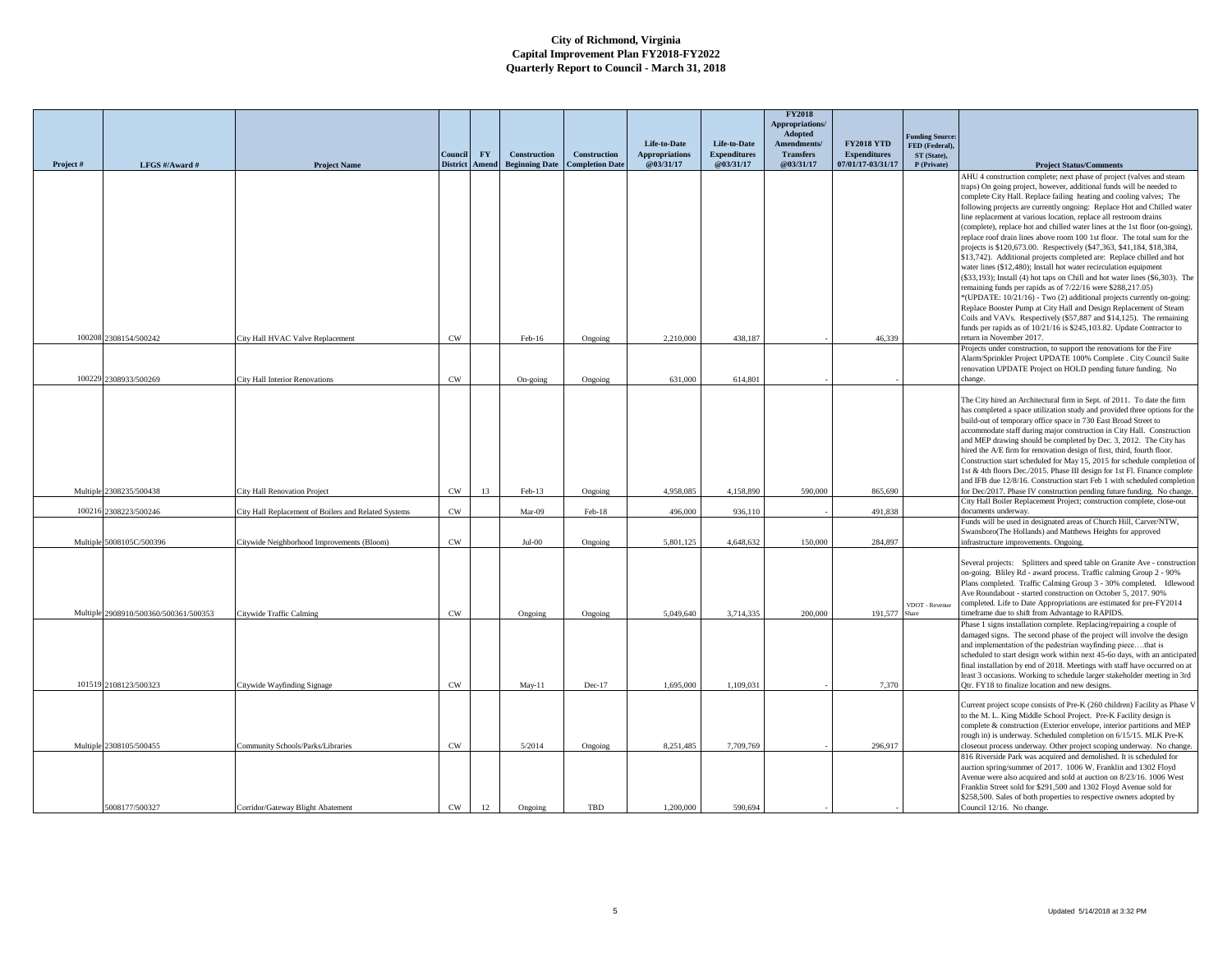# City of Richmond, Virginia
## Capital Improvement Plan FY2018-FY2022
## Quarterly Report to Council - March 31, 2018

| Project # | LFGS #/Award # | Project Name | Council District | FY Amend | Construction Beginning Date | Construction Completion Date | Life-to-Date Appropriations @03/31/17 | Life-to-Date Expenditures @03/31/17 | FY2018 Appropriations/ Adopted Amendments/ Transfers @03/31/17 | FY2018 YTD Expenditures 07/01/17-03/31/17 | Funding Source: FED (Federal), ST (State), P (Private) | Project Status/Comments |
|---|---|---|---|---|---|---|---|---|---|---|---|---|
| 100208 | 2308154/500242 | City Hall HVAC Valve Replacement | CW | | Feb-16 | Ongoing | 2,210,000 | 438,187 | - | 46,339 | | AHU 4 construction complete; next phase of project (valves and steam traps) On going project, however, additional funds will be needed to complete City Hall. Replace failing heating and cooling valves; The following projects are currently ongoing: Replace Hot and Chilled water line replacement at various location, replace all restroom drains (complete), replace hot and chilled water lines at the 1st floor (on-going), replace roof drain lines above room 100 1st floor. The total sum for the projects is $120,673.00. Respectively ($47,363, $41,184, $18,384, $13,742). Additional projects completed are: Replace chilled and hot water lines ($12,480); Install hot water recirculation equipment ($33,193); Install (4) hot taps on Chill and hot water lines ($6,303). The remaining funds per rapids as of 7/22/16 were $288,217.05) *(UPDATE: 10/21/16) - Two (2) additional projects currently on-going: Replace Booster Pump at City Hall and Design Replacement of Steam Coils and VAVs. Respectively ($57,887 and $14,125). The remaining funds per rapids as of 10/21/16 is $245,103.82. Update Contractor to return in November 2017. |
| 100229 | 2308933/500269 | City Hall Interior Renovations | CW | | On-going | Ongoing | 631,000 | 614,801 | - | - | | Projects under construction, to support the renovations for the Fire Alarm/Sprinkler Project UPDATE 100% Complete . City Council Suite renovation UPDATE Project on HOLD pending future funding. No change. |
| Multiple | 2308235/500438 | City Hall Renovation Project | CW | 13 | Feb-13 | Ongoing | 4,958,085 | 4,158,890 | 590,000 | 865,690 | | The City hired an Architectural firm in Sept. of 2011. To date the firm has completed a space utilization study and provided three options for the build-out of temporary office space in 730 East Broad Street to accommodate staff during major construction in City Hall. Construction and MEP drawing should be completed by Dec. 3, 2012. The City has hired the A/E firm for renovation design of first, third, fourth floor. Construction start scheduled for May 15, 2015 for schedule completion of 1st & 4th floors Dec./2015. Phase III design for 1st Fl. Finance complete and IFB due 12/8/16. Construction start Feb 1 with scheduled completion for Dec/2017. Phase IV construction pending future funding. No change. |
| 100216 | 2308223/500246 | City Hall Replacement of Boilers and Related Systems | CW | | Mar-09 | Feb-18 | 496,000 | 936,110 | - | 491,838 | | City Hall Boiler Replacement Project; construction complete, close-out documents underway. |
| Multiple | 5008105C/500396 | Citywide Neighborhood Improvements (Bloom) | CW | | Jul-00 | Ongoing | 5,801,125 | 4,648,632 | 150,000 | 284,897 | | Funds will be used in designated areas of Church Hill, Carver/NTW, Swansboro(The Hollands) and Matthews Heights for approved infrastructure improvements. Ongoing. |
| Multiple | 2908910/500360/500361/500353 | Citywide Traffic Calming | CW | | Ongoing | Ongoing | 5,049,640 | 3,714,335 | 200,000 | 191,577 | VDOT - Revenue Share | Several projects: Splitters and speed table on Granite Ave - construction on-going. Bliley Rd - award process. Traffic calming Group 2 - 90% Plans completed. Traffic Calming Group 3 - 30% completed. Idlewood Ave Roundabout - started construction on October 5, 2017. 90% completed. Life to Date Appropriations are estimated for pre-FY2014 timeframe due to shift from Advantage to RAPIDS. |
| 101519 | 2108123/500323 | Citywide Wayfinding Signage | CW | | May-11 | Dec-17 | 1,695,000 | 1,109,031 | - | 7,370 | | Phase 1 signs installation complete. Replacing/repairing a couple of damaged signs. The second phase of the project will involve the design and implementation of the pedestrian wayfinding piece….that is scheduled to start design work within next 45-6o days, with an anticipated final installation by end of 2018. Meetings with staff have occurred on at least 3 occasions. Working to schedule larger stakeholder meeting in 3rd Qtr. FY18 to finalize location and new designs. |
| Multiple | 2308105/500455 | Community Schools/Parks/Libraries | CW | | 5/2014 | Ongoing | 8,251,485 | 7,709,769 | - | 296,917 | | Current project scope consists of Pre-K (260 children) Facility as Phase V to the M. L. King Middle School Project. Pre-K Facility design is complete & construction (Exterior envelope, interior partitions and MEP rough in) is underway. Scheduled completion on 6/15/15. MLK Pre-K closeout process underway. Other project scoping underway. No change. |
| | 5008177/500327 | Corridor/Gateway Blight Abatement | CW | 12 | Ongoing | TBD | 1,200,000 | 590,694 | - | - | | 816 Riverside Park was acquired and demolished. It is scheduled for auction spring/summer of 2017. 1006 W. Franklin and 1302 Floyd Avenue were also acquired and sold at auction on 8/23/16. 1006 West Franklin Street sold for $291,500 and 1302 Floyd Avenue sold for $258,500. Sales of both properties to respective owners adopted by Council 12/16. No change. |

Updated 5/14/2018 at 3:32 PM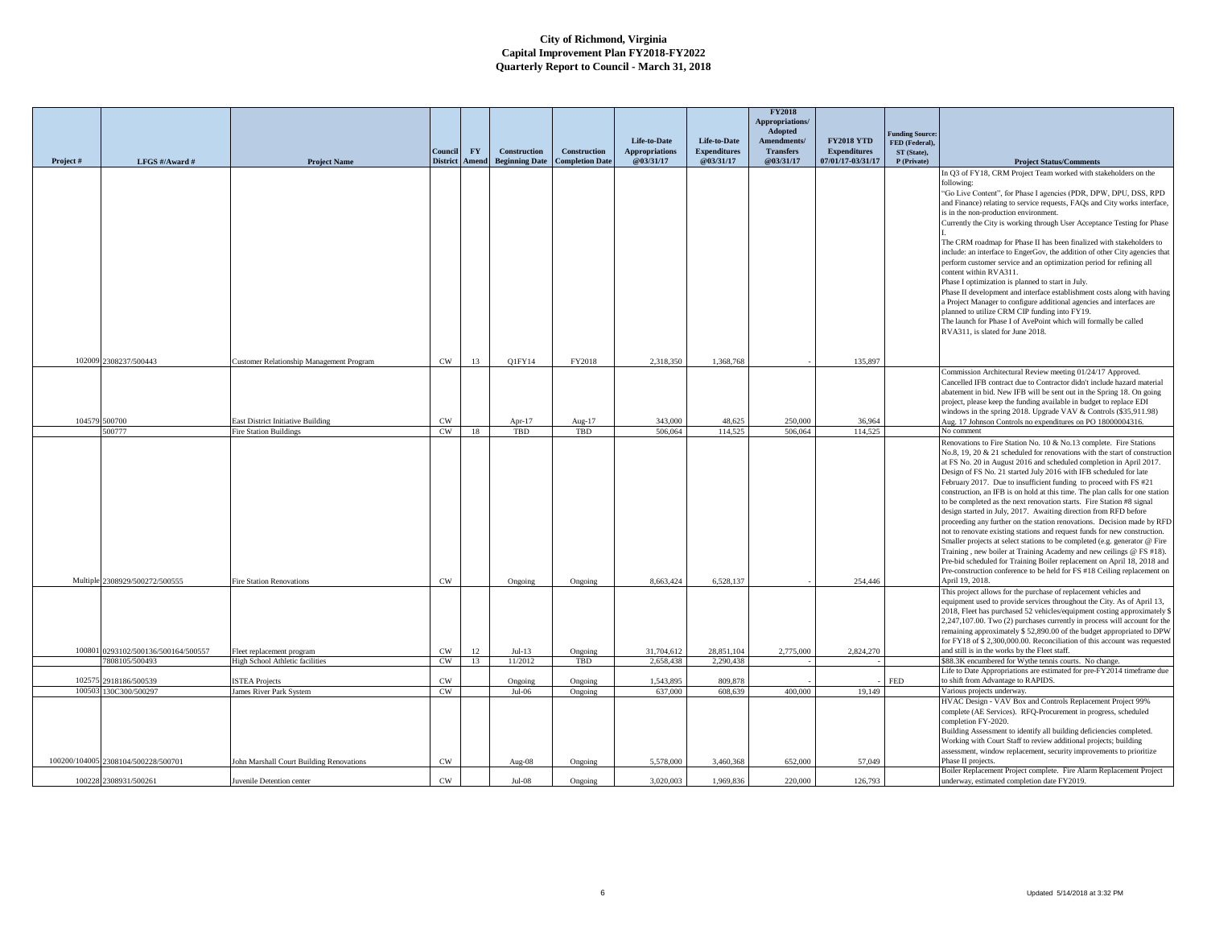# City of Richmond, Virginia
## Capital Improvement Plan FY2018-FY2022
### Quarterly Report to Council - March 31, 2018

| Project # | LFGS #/Award # | Project Name | Council District | FY Amend | Construction Beginning Date | Construction Completion Date | Life-to-Date Appropriations @03/31/17 | Life-to-Date Expenditures @03/31/17 | FY2018 Appropriations/ Adopted Amendments/ Transfers @03/31/17 | FY2018 YTD Expenditures 07/01/17-03/31/17 | Funding Source: FED (Federal), ST (State), P (Private) | Project Status/Comments |
|---|---|---|---|---|---|---|---|---|---|---|---|---|
| 102009 | 2308237/500443 | Customer Relationship Management Program | CW | 13 | Q1FY14 | FY2018 | 2,318,350 | 1,368,768 | - | 135,897 | | In Q3 of FY18, CRM Project Team worked with stakeholders on the following: "Go Live Content", for Phase I agencies (PDR, DPW, DPU, DSS, RPD and Finance) relating to service requests, FAQs and City works interface, is in the non-production environment. Currently the City is working through User Acceptance Testing for Phase I. The CRM roadmap for Phase II has been finalized with stakeholders to include: an interface to EngerGov, the addition of other City agencies that perform customer service and an optimization period for refining all content within RVA311. Phase I optimization is planned to start in July. Phase II development and interface establishment costs along with having a Project Manager to configure additional agencies and interfaces are planned to utilize CRM CIP funding into FY19. The launch for Phase I of AvePoint which will formally be called RVA311, is slated for June 2018. |
| 104579 | 500700 | East District Initiative Building | CW | | Apr-17 | Aug-17 | 343,000 | 48,625 | 250,000 | 36,964 | | Commission Architectural Review meeting 01/24/17 Approved. Cancelled IFB contract due to Contractor didn't include hazard material abatement in bid. New IFB will be sent out in the Spring 18. On going project, please keep the funding available in budget to replace EDI windows in the spring 2018. Upgrade VAV & Controls ($35,911.98) Aug. 17 Johnson Controls no expenditures on PO 18000004316. |
| | 500777 | Fire Station Buildings | CW | 18 | TBD | TBD | 506,064 | 114,525 | 506,064 | 114,525 | | No comment |
| Multiple | 2308929/500272/500555 | Fire Station Renovations | CW | | Ongoing | Ongoing | 8,663,424 | 6,528,137 | - | 254,446 | | Renovations to Fire Station No. 10 & No.13 complete. Fire Stations No.8, 19, 20 & 21 scheduled for renovations with the start of construction at FS No. 20 in August 2016 and scheduled completion in April 2017. Design of FS No. 21 started July 2016 with IFB scheduled for late February 2017. Due to insufficient funding to proceed with FS #21 construction, an IFB is on hold at this time. The plan calls for one station to be completed as the next renovation starts. Fire Station #8 signal design started in July, 2017. Awaiting direction from RFD before proceeding any further on the station renovations. Decision made by RFD not to renovate existing stations and request funds for new construction. Smaller projects at select stations to be completed (e.g. generator @ Fire Training , new boiler at Training Academy and new ceilings @ FS #18). Pre-bid scheduled for Training Boiler replacement on April 18, 2018 and Pre-construction conference to be held for FS #18 Ceiling replacement on April 19, 2018. |
| 100801 | 0293102/500136/500164/500557 | Fleet replacement program | CW | 12 | Jul-13 | Ongoing | 31,704,612 | 28,851,104 | 2,775,000 | 2,824,270 | | This project allows for the purchase of replacement vehicles and equipment used to provide services throughout the City. As of April 13, 2018, Fleet has purchased 52 vehicles/equipment costing approximately $ 2,247,107.00. Two (2) purchases currently in process will account for the remaining approximately $ 52,890.00 of the budget appropriated to DPW for FY18 of $ 2,300,000.00. Reconciliation of this account was requested and still is in the works by the Fleet staff. |
| | 7808105/500493 | High School Athletic facilities | CW | 13 | 11/2012 | TBD | 2,658,438 | 2,290,438 | - | - | | $88.3K encumbered for Wythe tennis courts. No change. |
| 102575 | 2918186/500539 | ISTEA Projects | CW | | Ongoing | Ongoing | 1,543,895 | 809,878 | | - | FED | Life to Date Appropriations are estimated for pre-FY2014 timeframe due to shift from Advantage to RAPIDS. |
| 100503 | 130C300/500297 | James River Park System | CW | | Jul-06 | Ongoing | 637,000 | 608,639 | 400,000 | 19,149 | | Various projects underway. |
| 100200/104005 | 2308104/500228/500701 | John Marshall Court Building Renovations | CW | | Aug-08 | Ongoing | 5,578,000 | 3,460,368 | 652,000 | 57,049 | | HVAC Design - VAV Box and Controls Replacement Project 99% complete (AE Services). RFQ-Procurement in progress, scheduled completion FY-2020. Building Assessment to identify all building deficiencies completed. Working with Court Staff to review additional projects; building assessment, window replacement, security improvements to prioritize Phase II projects. |
| 100228 | 2308931/500261 | Juvenile Detention center | CW | | Jul-08 | Ongoing | 3,020,003 | 1,969,836 | 220,000 | 126,793 | | Boiler Replacement Project complete. Fire Alarm Replacement Project underway, estimated completion date FY2019. |

Updated 5/14/2018 at 3:32 PM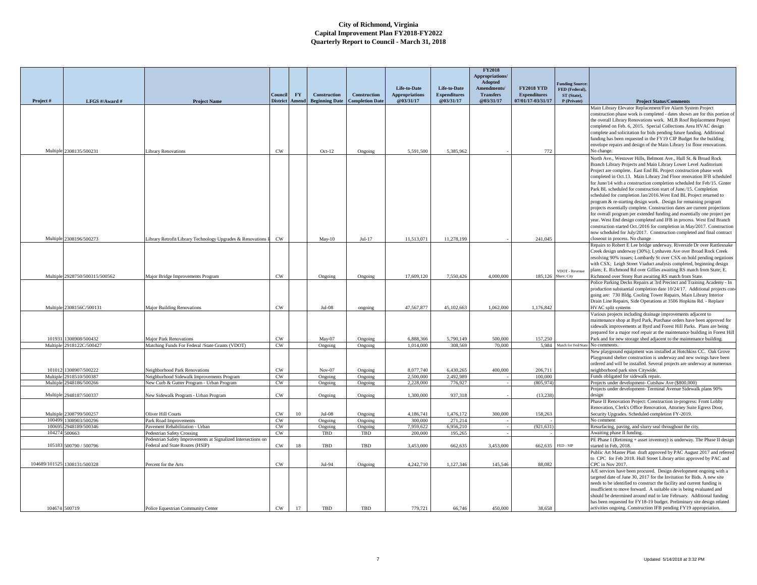# City of Richmond, Virginia
## Capital Improvement Plan FY2018-FY2022
## Quarterly Report to Council - March 31, 2018

| Project # | LFGS #/Award # | Project Name | Council District | FY Amend | Construction Beginning Date | Construction Completion Date | Life-to-Date Appropriations @03/31/17 | Life-to-Date Expenditures @03/31/17 | FY2018 Appropriations/ Adopted Amendments/ Transfers @03/31/17 | FY2018 YTD Expenditures 07/01/17-03/31/17 | Funding Source: FED (Federal), ST (State), P (Private) | Project Status/Comments |
|---|---|---|---|---|---|---|---|---|---|---|---|---|
| Multiple | 2308135/500231 | Library Renovations | CW | | Oct-12 | Ongoing | 5,591,500 | 5,385,962 | - | 772 | | Main Library Elevator Replacement/Fire Alarm System Project construction phase work is completed - dates shown are for this portion of the overall Library Renovations work. MLB Roof Replacement Project completed on Feb. 6, 2015. Special Collections Area HVAC design complete and solicitation for bids pending future funding. Additional funding has been requested in the FY19 CIP Budget for the building envelope repairs and design of the Main Library 1st floor renovations. No change. |
| Multiple | 2308196/500273 | Library Retrofit/Library Technology Upgrades & Renovations F | CW | | May-10 | Jul-17 | 11,513,071 | 11,278,199 | - | 241,045 | | North Ave., Westover Hills, Belmont Ave., Hull St. & Broad Rock Branch Library Projects and Main Library Lower Level Auditorium Project are complete. East End BL Project construction phase work completed in Oct.13. Main Library 2nd Floor renovation IFB scheduled for June/14 with a construction completion scheduled for Feb/15. Ginter Park BL scheduled for construction start of June./15. Completion scheduled for completion Jan/2016.West End BL Project returned to program & re-starting design work. Design for remaining program projects essentially complete. Construction dates are current projections for overall program per extended funding and essentially one project per year. West End design completed and IFB in process. West End Branch construction started Oct./2016 for completion in May/2017. Construction now scheduled for July/2017. Construction completed and final contract closeout in process. No change |
| Multiple | 2928750/500315/500562 | Major Bridge Improvements Program | CW | | Ongoing | Ongoing | 17,609,120 | 7,550,426 | 4,000,000 | 185,126 | VDOT - Revenue Share; City | Repairs to Robert E Lee bridge underway. Riverside Dr over Rattlesnake Creek design underway (30%); Lynhaven Ave over Broad Rock Creek resolving 90% issues; Lombardy St over CSX on hold pending negations with CSX; Leigh Street Viaduct analysis completed, beginning design plans; E. Richmond Rd over Gillies awaiting RS match from State; E. Richmond over Stony Run awaiting RS match from State. |
| Multiple | 2308156C/500131 | Major Building Renovations | CW | | Jul-08 | ongoing | 47,567,877 | 45,102,663 | 1,062,000 | 1,176,842 | | Police Parking Decks Repairs at 3rd Precinct and Training Academy - In production substantial completion date 10/24/17. Additional projects on-going are: 730 Bldg. Cooling Tower Repairs, Main Library Interior Drain Line Repairs, Side Operations at 3506 Hopkins Rd. - Replace HVAC split systems |
| 101931 | 1308908/500432 | Major Park Renovations | CW | | May-07 | Ongoing | 6,888,366 | 5,790,149 | 500,000 | 157,250 | | Various projects including drainage improvements adjacent to maintenance shop at Byrd Park, Purchase orders have been approved for sidewalk improvements at Byrd and Forest Hill Parks. Plans are being prepared for a major roof repair at the maintenance building in Forest Hill Park and for new storage shed adjacent to the maintenance building. |
| Multiple | 2918122C/500427 | Matching Funds For Federal /State Grants (VDOT) | CW | | Ongoing | Ongoing | 1,014,000 | 308,569 | 70,000 | 5,984 | Match for Fed/State | No comments. |
| 101012 | 1308907/500222 | Neighborhood Park Renovations | CW | | Nov-07 | Ongoing | 8,077,740 | 6,430,265 | 400,000 | 206,711 | | New playground equipment was installed at Hotchkiss CC. Oak Grove Playground shelter construction is underway and new swings have been ordered and will be installed. Several projects are underway at numerous neighborhood park sites Citywide. |
| Multiple | 2918510/500387 | Neighborhood Sidewalk Improvements Program | CW | | Ongoing | Ongoing | 2,500,000 | 2,492,989 | - | 100,000 | | Funds obligated for sidewalk repair. |
| Multiple | 2948186/500266 | New Curb & Gutter Program - Urban Program | CW | | Ongoing | Ongoing | 2,228,000 | 776,927 | - | (805,974) | | Projects under development- Cutshaw Ave ($800,000) |
| Multiple | 2948187/500337 | New Sidewalk Program - Urban Program | CW | | Ongoing | Ongoing | 1,300,000 | 937,318 | - | (13,238) | | Projects under development- Terminal Avenue Sidewalk plans 90% design |
| Multiple | 2308799/500257 | Oliver Hill Courts | CW | 10 | Jul-08 | Ongoing | 4,186,741 | 1,476,172 | 300,000 | 158,263 | | Phase II Renovation Project: Construction In-progress: Front Lobby Renovation, Clerk's Office Renovation, Attorney Suite Egress Door, Security Upgrades. Scheduled completion FY-2019. |
| 100499 | 1308903/500296 | Park Road Improvements | CW | | Ongoing | Ongoing | 300,000 | 271,214 | - | - | | No comment |
| 100695 | 2948189/500346 | Pavement Rehabilitation - Urban | CW | | Ongoing | Ongoing | 7,959,622 | 6,956,210 | - | (921,631) | | Resurfacing, paving, and slurry seal throughout the city. |
| 104274 | 500663 | Pedestrian Safety Crossing | CW | | TBD | TBD | 200,000 | 195,265 | - | - | | Awaiting phase II funding. |
| 105183 | 500790 / 500796 | Pedestrian Safety Improvements at Signalized Intersections on Federal and State Routes (HSIP) | CW | 18 | TBD | TBD | 3,453,000 | 662,635 | 3,453,000 | 662,635 | FED - SIP | PE Phase I (Retiming + asset inventory) is underway. The Phase II design started in Feb, 2018. |
| 104689/101525 | 1308131/500328 | Percent for the Arts | CW | | Jul-94 | Ongoing | 4,242,710 | 1,127,346 | 145,546 | 88,082 | | Public Art Master Plan draft approved by PAC August 2017 and referred to CPC for Feb 2018. Hull Street Library artist approved by PAC and CPC in Nov 2017. |
| 104674 | 500719 | Police Equestrian Community Center | CW | 17 | TBD | TBD | 779,721 | 66,746 | 450,000 | 38,658 | | A/E services have been procured. Design development ongoing with a targeted date of June 30, 2017 for the Invitation for Bids. A new site needs to be identified to construct the facility and current funding is insufficient to move forward. A suitable site is being evaluated and should be determined around mid to late February. Additional funding has been requested for FY18-19 budget. Preliminary site design related activities ongoing. Construction IFB pending FY19 appropriation. |

Updated 5/14/2018 at 3:32 PM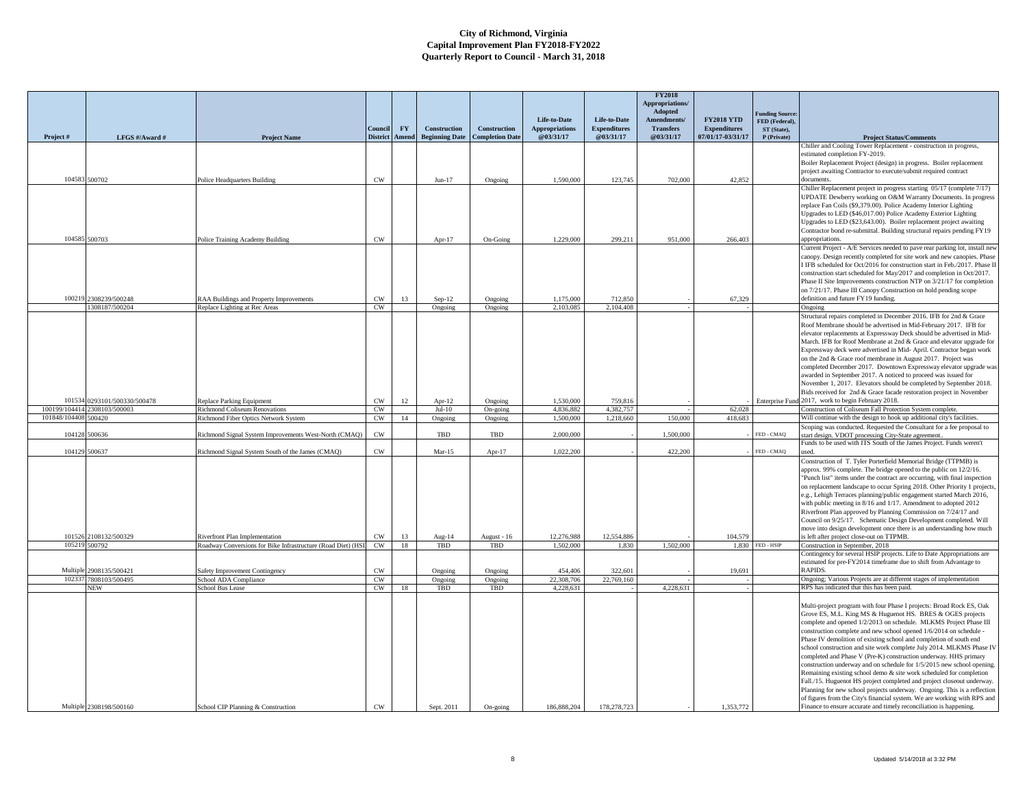# City of Richmond, Virginia
# Capital Improvement Plan FY2018-FY2022
# Quarterly Report to Council - March 31, 2018

| Project # | LFGS #/Award # | Project Name | Council District | FY Amend | Construction Beginning Date | Construction Completion Date | Life-to-Date Appropriations @03/31/17 | Life-to-Date Expenditures @03/31/17 | FY2018 Appropriations/ Adopted Amendments/ Transfers @03/31/17 | FY2018 YTD Expenditures 07/01/17-03/31/17 | Funding Source: FED (Federal), ST (State), P (Private) | Project Status/Comments |
|---|---|---|---|---|---|---|---|---|---|---|---|---|
| 104583 | 500702 | Police Headquarters Building | CW | | Jun-17 | Ongoing | 1,590,000 | 123,745 | 702,000 | 42,852 | | Chiller and Cooling Tower Replacement - construction in progress, estimated completion FY-2019. Boiler Replacement Project (design) in progress. Boiler replacement project awaiting Contractor to execute/submit required contract documents. |
| 104585 | 500703 | Police Training Academy Building | CW | | Apr-17 | On-Going | 1,229,000 | 299,211 | 951,000 | 266,403 | | Chiller Replacement project in progress starting 05/17 (complete 7/17) UPDATE Dewberry working on O&M Warranty Documents. In progress replace Fan Coils ($9,379.00). Police Academy Interior Lighting Upgrades to LED ($46,017.00) Police Academy Exterior Lighting Upgrades to LED ($23,643.00). Boiler replacement project awaiting Contractor bond re-submittal. Building structural repairs pending FY19 appropriations. |
| 100219 | 2308239/500248 | RAA Buildings and Property Improvements | CW | 13 | Sep-12 | Ongoing | 1,175,000 | 712,850 | - | 67,329 | | Current Project - A/E Services needed to pave rear parking lot, install new canopy. Design recently completed for site work and new canopies. Phase I IFB scheduled for Oct/2016 for construction start in Feb./2017. Phase II construction start scheduled for May/2017 and completion in Oct/2017. Phase II Site Improvements construction NTP on 3/21/17 for completion on 7/21/17. Phase III Canopy Construction on hold pending scope definition and future FY19 funding. |
| | 1308187/500204 | Replace Lighting at Rec Areas | CW | | Ongoing | Ongoing | 2,103,085 | 2,104,408 | - | - | | Ongoing |
| 101534 | 0293101/500330/500478 | Replace Parking Equipment | CW | 12 | Apr-12 | Ongoing | 1,530,000 | 759,816 | - | - | Enterprise Fund | Structural repairs completed in December 2016. IFB for 2nd & Grace Roof Membrane should be advertised in Mid-February 2017. IFB for elevator replacements at Expressway Deck should be advertised in Mid-March. IFB for Roof Membrane at 2nd & Grace and elevator upgrade for Expressway deck were advertised in Mid- April. Contractor began work on the 2nd & Grace roof membrane in August 2017. Project was completed December 2017. Downtown Expressway elevator upgrade was awarded in September 2017. A noticed to proceed was issued for November 1, 2017. Elevators should be completed by September 2018. Bids received for 2nd & Grace facade restoration project in November 2017, work to begin February 2018. |
| 100199/104414 | 2308103/500003 | Richmond Coliseum Renovations | CW | | Jul-10 | On-going | 4,836,882 | 4,382,757 | - | 62,028 | | Construction of Coliseum Fall Protection System complete. |
| 101848/104408 | 500420 | Richmond Fiber Optics Network System | CW | 14 | Ongoing | Ongoing | 1,500,000 | 1,218,660 | 150,000 | 418,683 | | Will continue with the design to hook up additional city's facilities. |
| 104128 | 500636 | Richmond Signal System Improvements West-North (CMAQ) | CW | | TBD | TBD | 2,000,000 | - | 1,500,000 | - | FED - CMAQ | Scoping was conducted. Requested the Consultant for a fee proposal to start design. VDOT processing City-State agreement.. |
| 104129 | 500637 | Richmond Signal System South of the James (CMAQ) | CW | | Mar-15 | Apr-17 | 1,022,200 | - | 422,200 | - | FED - CMAQ | Funds to be used with ITS South of the James Project. Funds weren't used. |
| 101526 | 2108132/500329 | Riverfront Plan Implementation | CW | 13 | Aug-14 | August - 16 | 12,276,988 | 12,554,886 | - | 104,579 | | Construction of T. Tyler Porterfield Memorial Bridge (TTPMB) is approx. 99% complete. The bridge opened to the public on 12/2/16. "Punch list" items under the contract are occurring, with final inspection on replacement landscape to occur Spring 2018. Other Priority 1 projects, e.g., Lehigh Terraces planning/public engagement started March 2016, with public meeting in 8/16 and 1/17. Amendment to adopted 2012 Riverfront Plan approved by Planning Commission on 7/24/17 and Council on 9/25/17. Schematic Design Development completed. Will move into design development once there is an understanding how much is left after project close-out on TTPMB. |
| 105219 | 500792 | Roadway Conversions for Bike Infrastructure (Road Diet) (HSI | CW | 18 | TBD | TBD | 1,502,000 | 1,830 | 1,502,000 | 1,830 | FED - HSIP | Construction in September, 2018 |
| Multiple | 2908135/500421 | Safety Improvement Contingency | CW | | Ongoing | Ongoing | 454,406 | 322,601 | - | 19,691 | | Contingency for several HSIP projects. Life to Date Appropriations are estimated for pre-FY2014 timeframe due to shift from Advantage to RAPIDS. |
| 102337 | 7808103/500495 | School ADA Compliance | CW | | Ongoing | Ongoing | 22,308,706 | 22,769,160 | - | - | | Ongoing; Various Projects are at different stages of implementation |
| | NEW | School Bus Lease | CW | 18 | TBD | TBD | 4,228,631 | - | 4,228,631 | - | | RPS has indicated that this has been paid. |
| Multiple | 2308198/500160 | School CIP Planning & Construction | CW | | Sept. 2011 | On-going | 186,888,204 | 178,278,723 | - | 1,353,772 | | Multi-project program with four Phase I projects: Broad Rock ES, Oak Grove ES, M.L. King MS & Huguenot HS. BRES & OGES projects complete and opened 1/2/2013 on schedule. MLKMS Project Phase III construction complete and new school opened 1/6/2014 on schedule - Phase IV demolition of existing school and completion of south end school construction and site work complete July 2014. MLKMS Phase IV completed and Phase V (Pre-K) construction underway. HHS primary construction underway and on schedule for 1/5/2015 new school opening. Remaining existing school demo & site work scheduled for completion Fall./15. Huguenot HS project completed and project closeout underway. Planning for new school projects underway. Ongoing. This is a reflection of figures from the City's financial system. We are working with RPS and Finance to ensure accurate and timely reconciliation is happening. |

Updated 5/14/2018 at 3:32 PM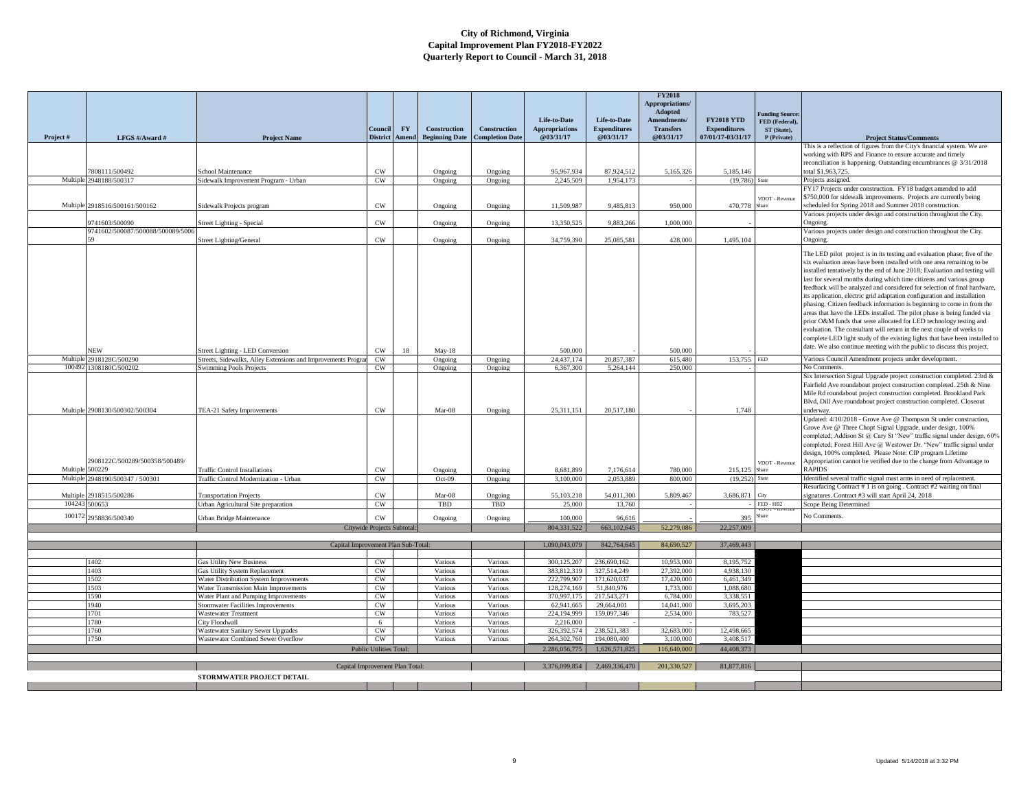# City of Richmond, Virginia
## Capital Improvement Plan FY2018-FY2022
### Quarterly Report to Council - March 31, 2018

| Project # | LFGS #/Award # | Project Name | Council District | FY Amend | Construction Beginning Date | Construction Completion Date | Life-to-Date Appropriations @03/31/17 | Life-to-Date Expenditures @03/31/17 | FY2018 Appropriations/ Adopted Amendments/ Transfers @03/31/17 | FY2018 YTD Expenditures 07/01/17-03/31/17 | Funding Source: FED (Federal), ST (State), P (Private) | Project Status/Comments |
|---|---|---|---|---|---|---|---|---|---|---|---|---|
| | 7808111/500492 | School Maintenance | CW | | Ongoing | Ongoing | 95,967,934 | 87,924,512 | 5,165,326 | 5,185,146 | | This is a reflection of figures from the City's financial system. We are working with RPS and Finance to ensure accurate and timely reconciliation is happening. Outstanding encumbrances @ 3/31/2018 total $1,963,725. |
| Multiple | 2948188/500317 | Sidewalk Improvement Program - Urban | CW | | Ongoing | Ongoing | 2,245,509 | 1,954,173 | - | (19,786) | State | Projects assigned. |
| Multiple | 2918516/500161/500162 | Sidewalk Projects program | CW | | Ongoing | Ongoing | 11,509,987 | 9,485,813 | 950,000 | 470,778 | VDOT - Revenue Share | FY17 Projects under construction. FY18 budget amended to add $750,000 for sidewalk improvements. Projects are currently being scheduled for Spring 2018 and Summer 2018 construction. |
| | 9741603/500090 | Street Lighting - Special | CW | | Ongoing | Ongoing | 13,350,525 | 9,883,266 | 1,000,000 | - | | Various projects under design and construction throughout the City. Ongoing. |
| | 9741602/500087/500088/500089/500659 | Street Lighting/General | CW | | Ongoing | Ongoing | 34,759,390 | 25,085,581 | 428,000 | 1,495,104 | | Various projects under design and construction throughout the City. Ongoing. |
| | NEW | Street Lighting - LED Conversion | CW | 18 | May-18 | | 500,000 | - | 500,000 | - | | The LED pilot project is in its testing and evaluation phase; five of the six evaluation areas have been installed with one area remaining to be installed tentatively by the end of June 2018; Evaluation and testing will last for several months during which time citizens and various group feedback will be analyzed and considered for selection of final hardware, its application, electric grid adaptation configuration and installation phasing. Citizen feedback information is beginning to come in from the areas that have the LEDs installed. The pilot phase is being funded via prior O&M funds that were allocated for LED technology testing and evaluation. The consultant will return in the next couple of weeks to complete LED light study of the existing lights that have been installed to date. We also continue meeting with the public to discuss this project. |
| Multiple | 2918128C/500290 | Streets, Sidewalks, Alley Extensions and Improvements Program | CW | | Ongoing | Ongoing | 24,437,174 | 20,857,387 | 615,480 | 153,755 | FED | Various Council Amendment projects under development. |
| 100492 | 1308180C/500202 | Swimming Pools Projects | CW | | Ongoing | Ongoing | 6,367,300 | 5,264,144 | 250,000 | - | | No Comments. |
| Multiple | 2908130/500302/500304 | TEA-21 Safety Improvements | CW | | Mar-08 | Ongoing | 25,311,151 | 20,517,180 | - | 1,748 | | Six Intersection Signal Upgrade project construction completed. 23rd & Fairfield Ave roundabout project construction completed. 25th & Nine Mile Rd roundabout project construction completed. Brookland Park Blvd, Dill Ave roundabout project construction completed. Closeout underway. |
| Multiple | 2908122C/500289/500358/500489/500229 | Traffic Control Installations | CW | | Ongoing | Ongoing | 8,681,899 | 7,176,614 | 780,000 | 215,125 | VDOT - Revenue Share | Updated: 4/10/2018 - Grove Ave @ Thompson St under construction, Grove Ave @ Three Chopt Signal Upgrade, under design, 100% completed; Addison St @ Cary St "New" traffic signal under design, 60% completed; Forest Hill Ave @ Westover Dr. "New" traffic signal under design, 100% completed. Please Note: CIP program Lifetime Appropriation cannot be verified due to the change from Advantage to RAPIDS |
| Multiple | 2948190/500347 / 500301 | Traffic Control Modernization - Urban | CW | | Oct-09 | Ongoing | 3,100,000 | 2,053,889 | 800,000 | (19,252) | State | Identified several traffic signal mast arms in need of replacement. |
| Multiple | 2918515/500286 | Transportation Projects | CW | | Mar-08 | Ongoing | 55,103,218 | 54,011,300 | 5,809,467 | 3,686,871 | City | Resurfacing Contract # 1 is on going . Contract #2 waiting on final signatures. Contract #3 will start April 24, 2018 |
| 104243 | 500653 | Urban Agricultural Site preparation | CW | | TBD | TBD | 25,000 | 13,760 | - | - | FED - HB2 | Scope Being Determined |
| 100172 | 2958836/500340 | Urban Bridge Maintenance | CW | | Ongoing | Ongoing | 100,000 | 96,616 | - | 395 | VDOT - Revenue Share | No Comments. |
| | | Citywide Projects Subtotal: | | | | | 804,331,522 | 663,102,645 | 52,279,086 | 22,257,009 | | |
| | | Capital Improvement Plan Sub-Total: | | | | | 1,090,043,079 | 842,764,645 | 84,690,527 | 37,469,443 | | |
| | 1402 | Gas Utility New Business | CW | | Various | Various | 300,125,207 | 236,690,162 | 10,953,000 | 8,195,752 | | |
| | 1403 | Gas Utility System Replacement | CW | | Various | Various | 383,812,319 | 327,514,249 | 27,392,000 | 4,938,130 | | |
| | 1502 | Water Distribution System Improvements | CW | | Various | Various | 222,799,907 | 171,620,037 | 17,420,000 | 6,461,349 | | |
| | 1503 | Water Transmission Main Improvements | CW | | Various | Various | 128,274,169 | 51,840,976 | 1,733,000 | 1,088,680 | | |
| | 1590 | Water Plant and Pumping Improvements | CW | | Various | Various | 370,997,175 | 217,543,271 | 6,784,000 | 3,338,551 | | |
| | 1940 | Stormwater Facilities Improvements | CW | | Various | Various | 62,941,665 | 29,664,001 | 14,041,000 | 3,695,203 | | |
| | 1701 | Wastewater Treatment | CW | | Various | Various | 224,194,999 | 159,097,346 | 2,534,000 | 783,527 | | |
| | 1780 | City Floodwall | 6 | | Various | Various | 2,216,000 | - | - | | | |
| | 1760 | Wastewater Sanitary Sewer Upgrades | CW | | Various | Various | 326,392,574 | 238,521,383 | 32,683,000 | 12,498,665 | | |
| | 1750 | Wastewater Combined Sewer Overflow | CW | | Various | Various | 264,302,760 | 194,080,400 | 3,100,000 | 3,408,517 | | |
| | | Public Utilities Total: | | | | | 2,286,056,775 | 1,626,571,825 | 116,640,000 | 44,408,373 | | |
| | | Capital Improvement Plan Total: | | | | | 3,376,099,854 | 2,469,336,470 | 201,330,527 | 81,877,816 | | |
| | | **STORMWATER PROJECT DETAIL** | | | | | | | | | | |

Updated 5/14/2018 at 3:32 PM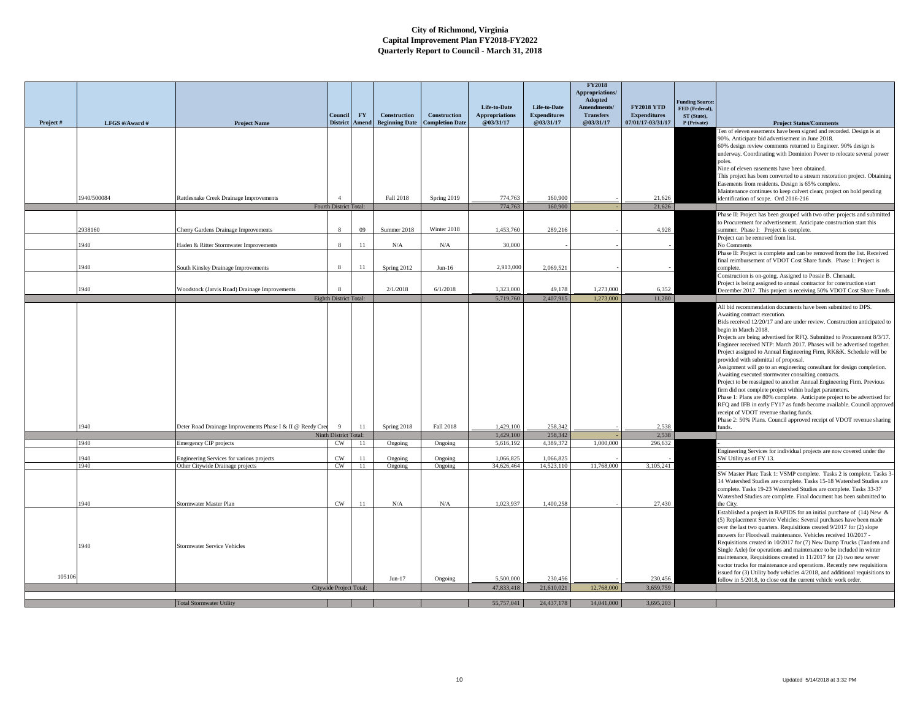# City of Richmond, Virginia
## Capital Improvement Plan FY2018-FY2022
### Quarterly Report to Council - March 31, 2018

| Project # | LFGS #/Award # | Project Name | Council District | FY Amend | Construction Beginning Date | Construction Completion Date | Life-to-Date Appropriations @03/31/17 | Life-to-Date Expenditures @03/31/17 | FY2018 Appropriations/ Adopted Amendments/ Transfers @03/31/17 | FY2018 YTD Expenditures 07/01/17-03/31/17 | Funding Source: FED (Federal), ST (State), P (Private) | Project Status/Comments |
|---|---|---|---|---|---|---|---|---|---|---|---|---|
| | 1940/500084 | Rattlesnake Creek Drainage Improvements | 4 | | Fall 2018 | Spring 2019 | 774,763 | 160,900 | - | 21,626 | | Ten of eleven easements have been signed and recorded. Design is at 90%. Anticipate bid advertisement in June 2018. 60% design review comments returned to Engineer. 90% design is underway. Coordinating with Dominion Power to relocate several power poles. Nine of eleven easements have been obtained. This project has been converted to a stream restoration project. Obtaining Easements from residents. Design is 65% complete. Maintenance continues to keep culvert clean; project on hold pending identification of scope. Ord 2016-216 |
| | | Fourth District Total: | | | | | 774,763 | 160,900 | - | 21,626 | | |
| | 2938160 | Cherry Gardens Drainage Improvements | 8 | 09 | Summer 2018 | Winter 2018 | 1,453,760 | 289,216 | - | 4,928 | | Phase II: Project has been grouped with two other projects and submitted to Procurement for advertisement. Anticipate construction start this summer. Phase I: Project is complete. |
| | 1940 | Haden & Ritter Stormwater Improvements | 8 | 11 | N/A | N/A | 30,000 | - | - | - | | Project can be removed from list. No Comments |
| | 1940 | South Kinsley Drainage Improvements | 8 | 11 | Spring 2012 | Jun-16 | 2,913,000 | 2,069,521 | - | - | | Phase II: Project is complete and can be removed from the list. Received final reimbursement of VDOT Cost Share funds. Phase 1: Project is complete. |
| | 1940 | Woodstock (Jarvis Road) Drainage Improvements | 8 | | 2/1/2018 | 6/1/2018 | 1,323,000 | 49,178 | 1,273,000 | 6,352 | | Construction is on-going. Assigned to Possie B. Chenault. Project is being assigned to annual contractor for construction start December 2017. This project is receiving 50% VDOT Cost Share Funds. |
| | | Eighth District Total: | | | | | 5,719,760 | 2,407,915 | 1,273,000 | 11,280 | | |
| | 1940 | Deter Road Drainage Improvements Phase I & II @ Reedy Cree | 9 | 11 | Spring 2018 | Fall 2018 | 1,429,100 | 258,342 | - | 2,538 | | All bid recommendation documents have been submitted to DPS. Awaiting contract execution. Bids received 12/20/17 and are under review. Construction anticipated to begin in March 2018. Projects are being advertised for RFQ. Submitted to Procurement 8/3/17. Engineer received NTP: March 2017. Phases will be advertised together. Project assigned to Annual Engineering Firm, RK&K. Schedule will be provided with submittal of proposal. Assignment will go to an engineering consultant for design completion. Awaiting executed stormwater consulting contracts. Project to be reassigned to another Annual Engineering Firm. Previous firm did not complete project within budget parameters. Phase 1: Plans are 80% complete. Anticipate project to be advertised for RFQ and IFB in early FY17 as funds become available. Council approved receipt of VDOT revenue sharing funds. Phase 2: 50% Plans. Council approved receipt of VDOT revenue sharing funds. |
| | | Ninth District Total: | | | | | 1,429,100 | 258,342 | - | 2,538 | | |
| | 1940 | Emergency CIP projects | CW | 11 | Ongoing | Ongoing | 5,616,192 | 4,389,372 | 1,000,000 | 296,632 | | - |
| | 1940 | Engineering Services for various projects | CW | 11 | Ongoing | Ongoing | 1,066,825 | 1,066,825 | - | - | | Engineering Services for individual projects are now covered under the SW Utility as of FY 13. |
| | 1940 | Other Citywide Drainage projects | CW | 11 | Ongoing | Ongoing | 34,626,464 | 14,523,110 | 11,768,000 | 3,105,241 | | - |
| | 1940 | Stormwater Master Plan | CW | 11 | N/A | N/A | 1,023,937 | 1,400,258 | - | 27,430 | | SW Master Plan: Task 1: VSMP complete. Tasks 2 is complete. Tasks 3-14 Watershed Studies are complete. Tasks 15-18 Watershed Studies are complete. Tasks 19-23 Watershed Studies are complete. Tasks 33-37 Watershed Studies are complete. Final document has been submitted to the City. |
| 105106 | 1940 | Stormwater Service Vehicles | | | Jun-17 | Ongoing | 5,500,000 | 230,456 | - | 230,456 | | Established a project in RAPIDS for an initial purchase of (14) New & (5) Replacement Service Vehicles: Several purchases have been made over the last two quarters. Requisitions created 9/2017 for (2) slope mowers for Floodwall maintenance. Vehicles received 10/2017 - Requisitions created in 10/2017 for (7) New Dump Trucks (Tandem and Single Axle) for operations and maintenance to be included in winter maintenance, Requisitions created in 11/2017 for (2) two new sewer vactor trucks for maintenance and operations. Recently new requisitions issued for (3) Utility body vehicles 4/2018, and additional requisitions to follow in 5/2018, to close out the current vehicle work order. |
| | | Citywide Project Total: | | | | | 47,833,418 | 21,610,021 | 12,768,000 | 3,659,759 | | |
| | | Total Stormwater Utility | | | | | 55,757,041 | 24,437,178 | 14,041,000 | 3,695,203 | | |

Updated 5/14/2018 at 3:32 PM